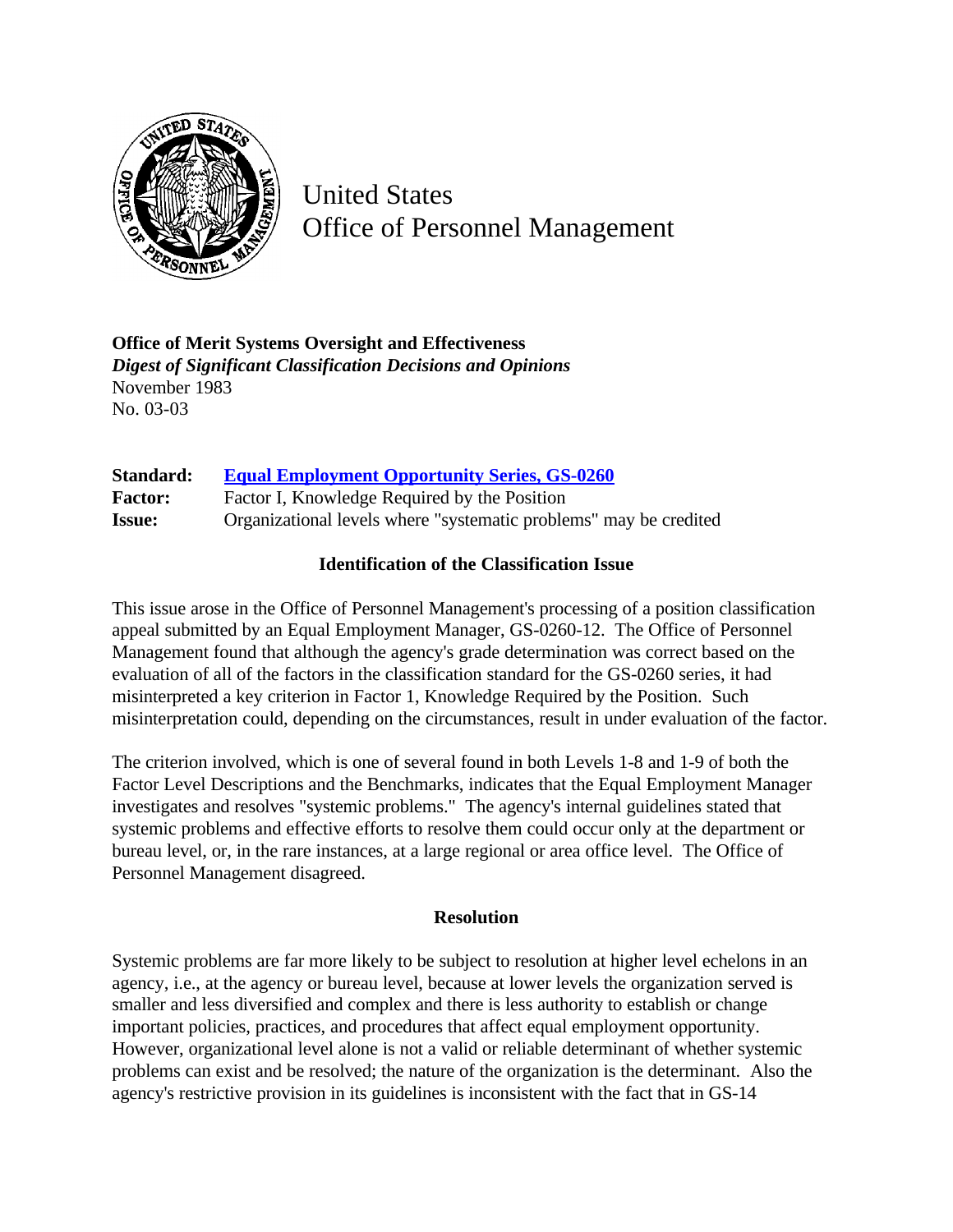# United States Office of Personnel Management

**Office of Merit Systems Oversight and Effectiveness**
***Digest of Significant Classification Decisions and Opinions***
November 1983
No. 03-03

**Standard:** Equal Employment Opportunity Series, GS-0260
**Factor:** Factor I, Knowledge Required by the Position
**Issue:** Organizational levels where "systematic problems" may be credited

## Identification of the Classification Issue

This issue arose in the Office of Personnel Management's processing of a position classification appeal submitted by an Equal Employment Manager, GS-0260-12. The Office of Personnel Management found that although the agency's grade determination was correct based on the evaluation of all of the factors in the classification standard for the GS-0260 series, it had misinterpreted a key criterion in Factor 1, Knowledge Required by the Position. Such misinterpretation could, depending on the circumstances, result in under evaluation of the factor.

The criterion involved, which is one of several found in both Levels 1-8 and 1-9 of both the Factor Level Descriptions and the Benchmarks, indicates that the Equal Employment Manager investigates and resolves "systemic problems." The agency's internal guidelines stated that systemic problems and effective efforts to resolve them could occur only at the department or bureau level, or, in the rare instances, at a large regional or area office level. The Office of Personnel Management disagreed.

## Resolution

Systemic problems are far more likely to be subject to resolution at higher level echelons in an agency, i.e., at the agency or bureau level, because at lower levels the organization served is smaller and less diversified and complex and there is less authority to establish or change important policies, practices, and procedures that affect equal employment opportunity. However, organizational level alone is not a valid or reliable determinant of whether systemic problems can exist and be resolved; the nature of the organization is the determinant. Also the agency's restrictive provision in its guidelines is inconsistent with the fact that in GS-14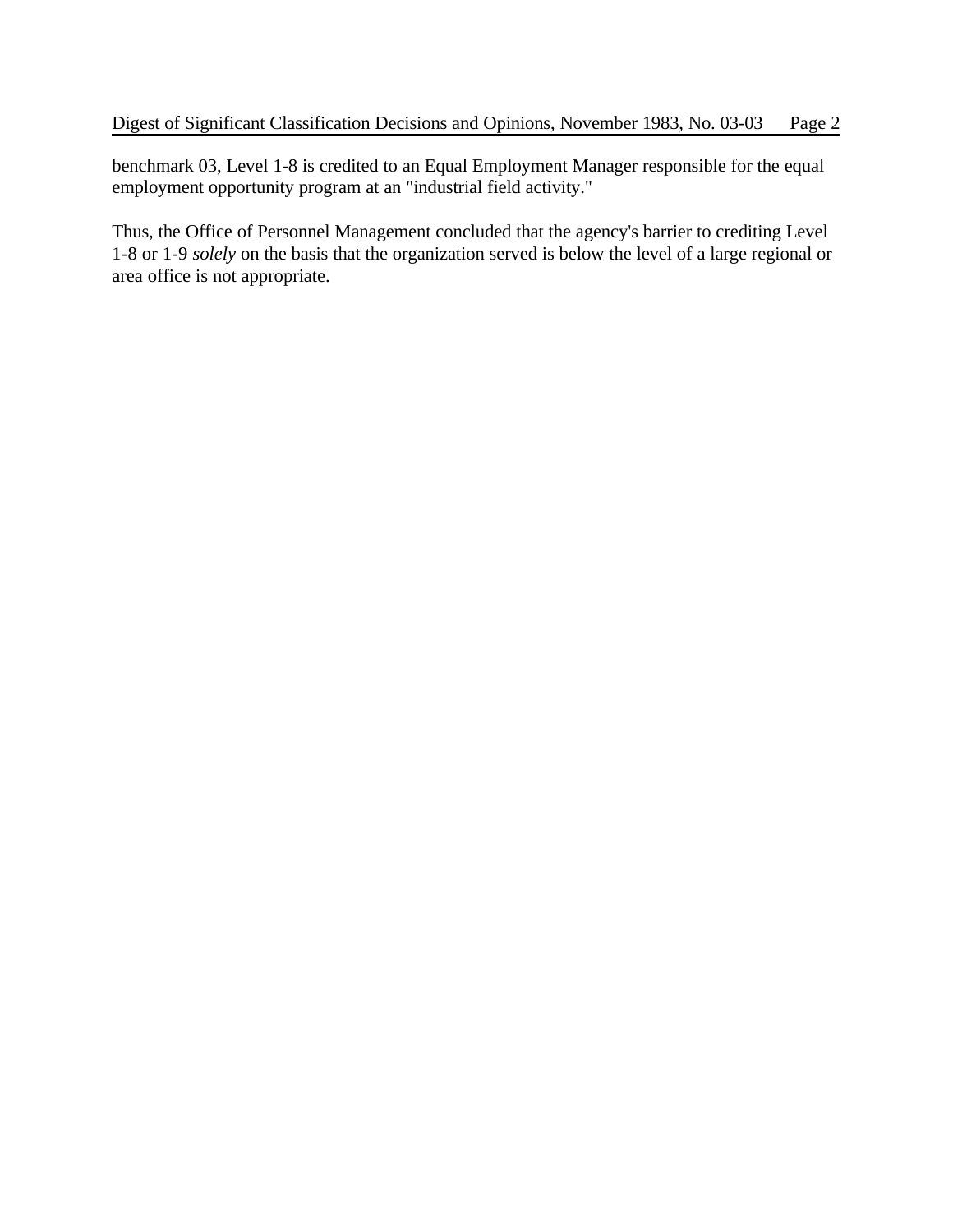benchmark 03, Level 1-8 is credited to an Equal Employment Manager responsible for the equal employment opportunity program at an "industrial field activity."

Thus, the Office of Personnel Management concluded that the agency's barrier to crediting Level 1-8 or 1-9 *solely* on the basis that the organization served is below the level of a large regional or area office is not appropriate.